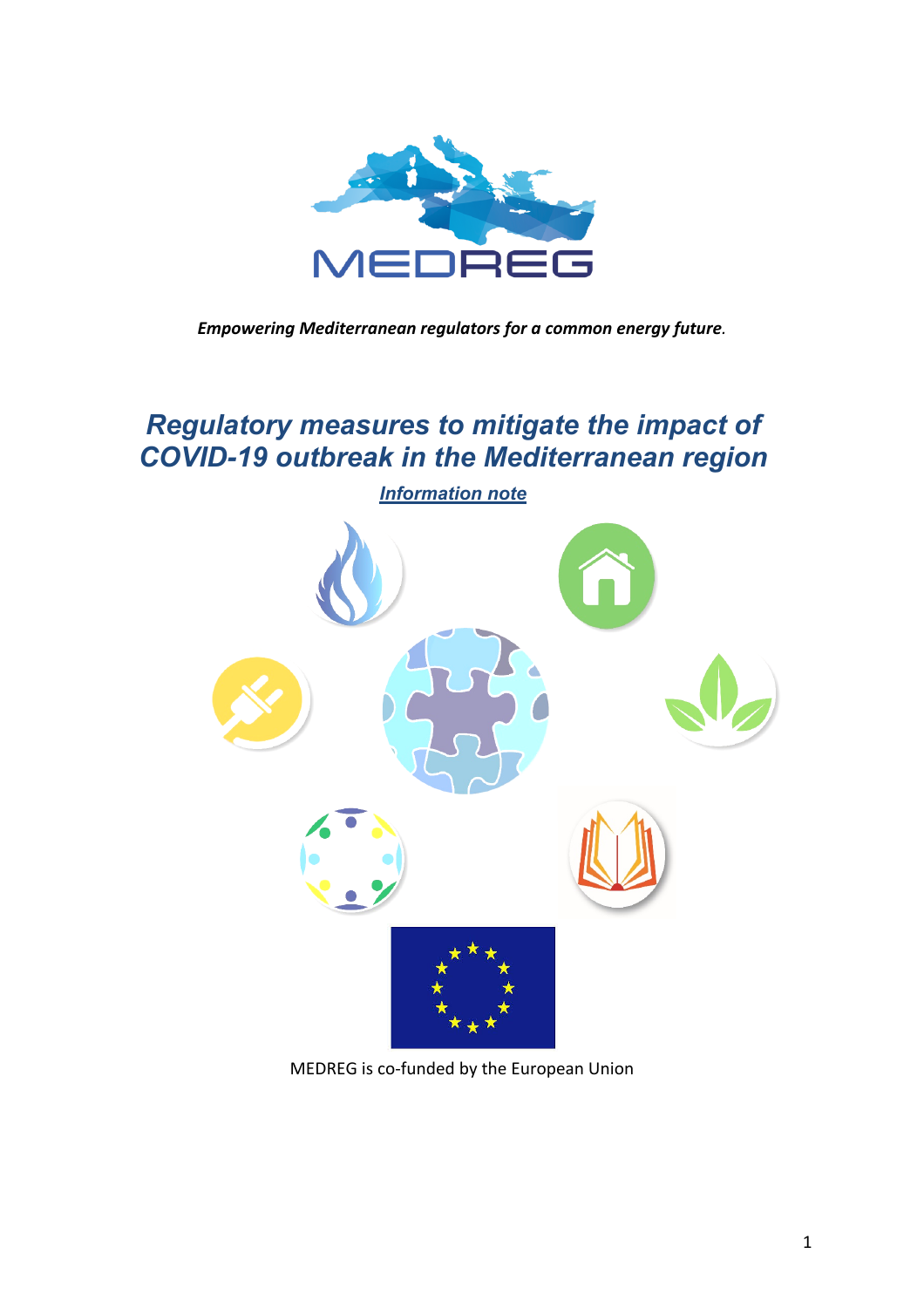MEDREG

*Empowering Mediterranean regulators for a common energy future.*

# Regulatory measures to mitigate the impact of COVID-19 outbreak in the Mediterranean region

***Information note***

MEDREG is co-funded by the European Union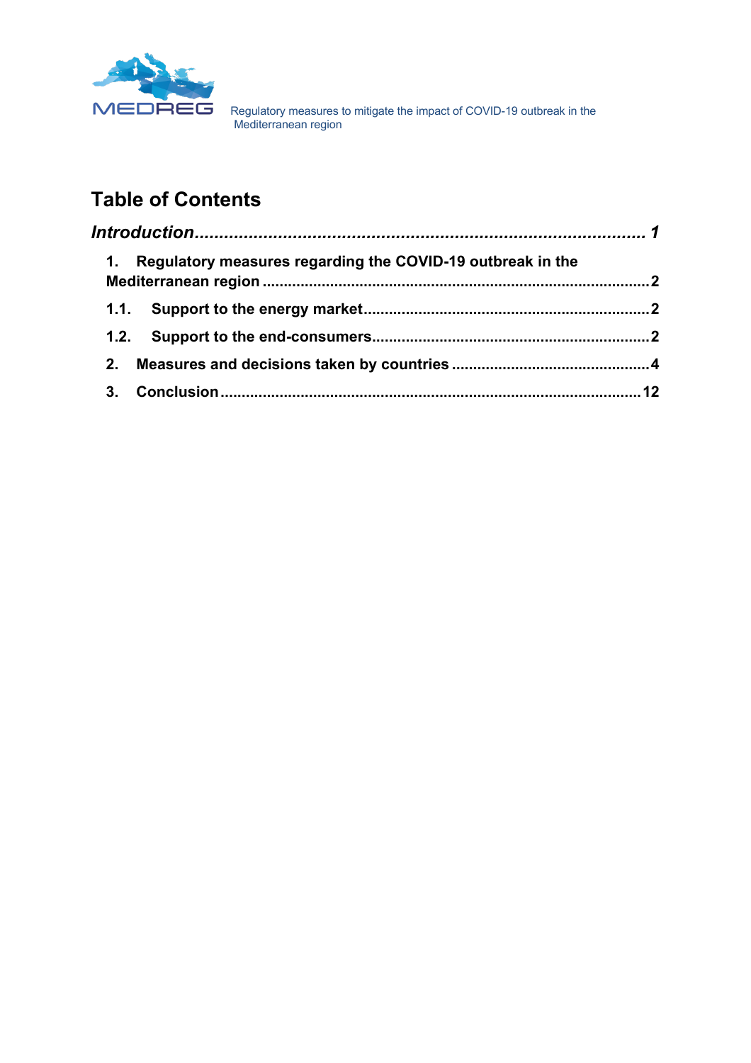# Table of Contents

*Introduction* ........................................................................................ *1*

1. Regulatory measures regarding the COVID-19 outbreak in the Mediterranean region .......................................................................................... 2

1.1. Support to the energy market ................................................................... 2

1.2. Support to the end-consumers .................................................................. 2

2. Measures and decisions taken by countries ............................................... 4

3. Conclusion .................................................................................................. 12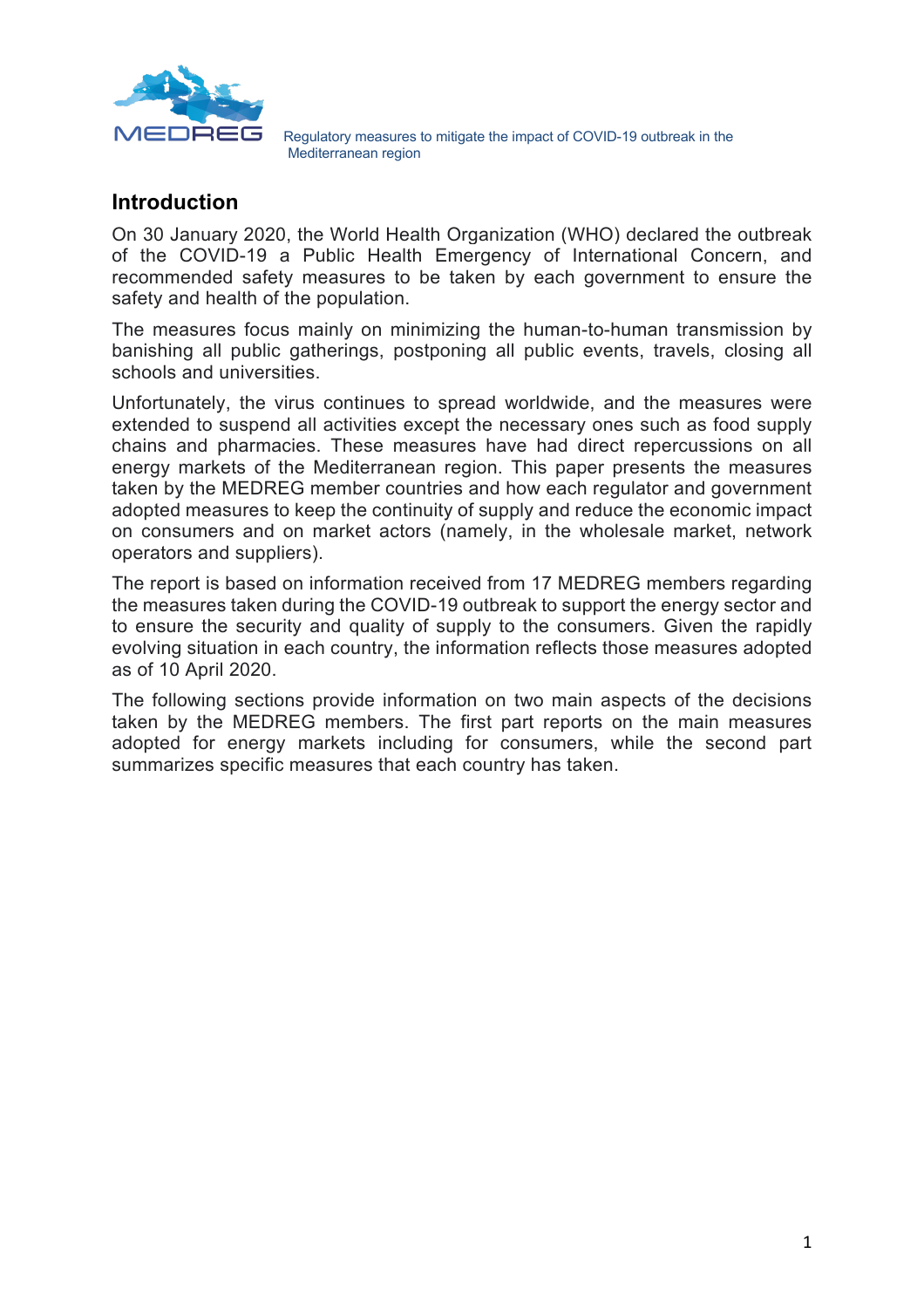## Introduction

On 30 January 2020, the World Health Organization (WHO) declared the outbreak of the COVID-19 a Public Health Emergency of International Concern, and recommended safety measures to be taken by each government to ensure the safety and health of the population.

The measures focus mainly on minimizing the human-to-human transmission by banishing all public gatherings, postponing all public events, travels, closing all schools and universities.

Unfortunately, the virus continues to spread worldwide, and the measures were extended to suspend all activities except the necessary ones such as food supply chains and pharmacies. These measures have had direct repercussions on all energy markets of the Mediterranean region. This paper presents the measures taken by the MEDREG member countries and how each regulator and government adopted measures to keep the continuity of supply and reduce the economic impact on consumers and on market actors (namely, in the wholesale market, network operators and suppliers).

The report is based on information received from 17 MEDREG members regarding the measures taken during the COVID-19 outbreak to support the energy sector and to ensure the security and quality of supply to the consumers. Given the rapidly evolving situation in each country, the information reflects those measures adopted as of 10 April 2020.

The following sections provide information on two main aspects of the decisions taken by the MEDREG members. The first part reports on the main measures adopted for energy markets including for consumers, while the second part summarizes specific measures that each country has taken.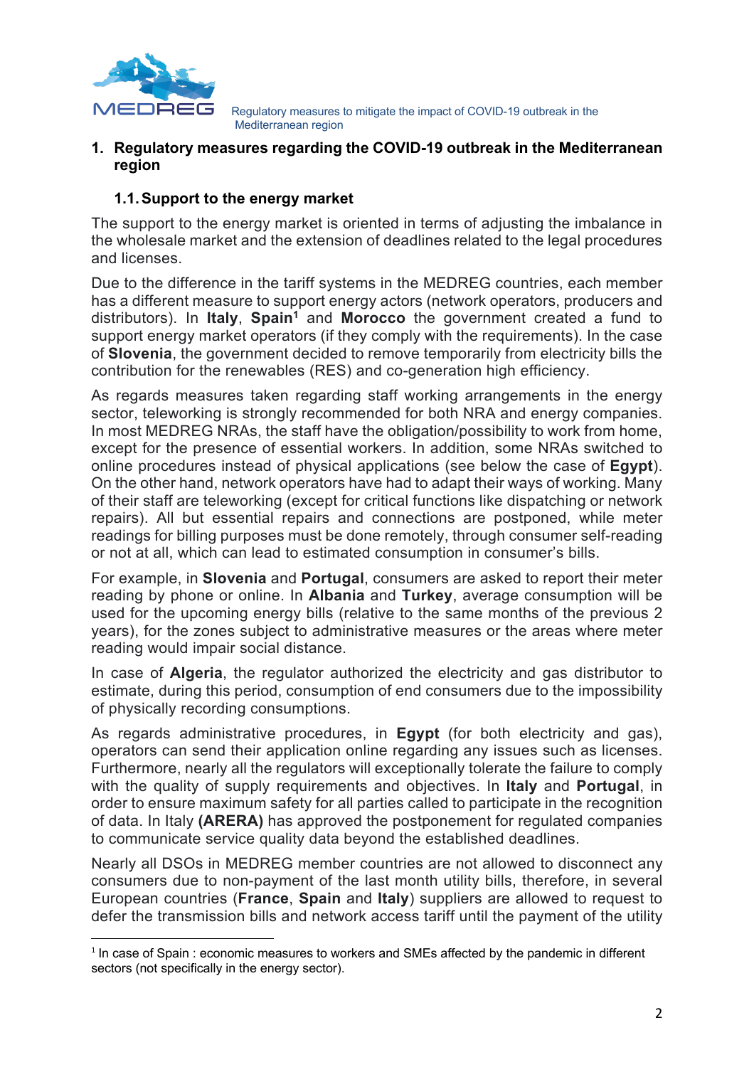# 1. Regulatory measures regarding the COVID-19 outbreak in the Mediterranean region

## 1.1. Support to the energy market

The support to the energy market is oriented in terms of adjusting the imbalance in the wholesale market and the extension of deadlines related to the legal procedures and licenses.

Due to the difference in the tariff systems in the MEDREG countries, each member has a different measure to support energy actors (network operators, producers and distributors). In **Italy**, **Spain**[1] and **Morocco** the government created a fund to support energy market operators (if they comply with the requirements). In the case of **Slovenia**, the government decided to remove temporarily from electricity bills the contribution for the renewables (RES) and co-generation high efficiency.

As regards measures taken regarding staff working arrangements in the energy sector, teleworking is strongly recommended for both NRA and energy companies. In most MEDREG NRAs, the staff have the obligation/possibility to work from home, except for the presence of essential workers. In addition, some NRAs switched to online procedures instead of physical applications (see below the case of **Egypt**). On the other hand, network operators have had to adapt their ways of working. Many of their staff are teleworking (except for critical functions like dispatching or network repairs). All but essential repairs and connections are postponed, while meter readings for billing purposes must be done remotely, through consumer self-reading or not at all, which can lead to estimated consumption in consumer's bills.

For example, in **Slovenia** and **Portugal**, consumers are asked to report their meter reading by phone or online. In **Albania** and **Turkey**, average consumption will be used for the upcoming energy bills (relative to the same months of the previous 2 years), for the zones subject to administrative measures or the areas where meter reading would impair social distance.

In case of **Algeria**, the regulator authorized the electricity and gas distributor to estimate, during this period, consumption of end consumers due to the impossibility of physically recording consumptions.

As regards administrative procedures, in **Egypt** (for both electricity and gas), operators can send their application online regarding any issues such as licenses. Furthermore, nearly all the regulators will exceptionally tolerate the failure to comply with the quality of supply requirements and objectives. In **Italy** and **Portugal**, in order to ensure maximum safety for all parties called to participate in the recognition of data. In Italy **(ARERA)** has approved the postponement for regulated companies to communicate service quality data beyond the established deadlines.

Nearly all DSOs in MEDREG member countries are not allowed to disconnect any consumers due to non-payment of the last month utility bills, therefore, in several European countries (**France**, **Spain** and **Italy**) suppliers are allowed to request to defer the transmission bills and network access tariff until the payment of the utility

[1] In case of Spain : economic measures to workers and SMEs affected by the pandemic in different sectors (not specifically in the energy sector).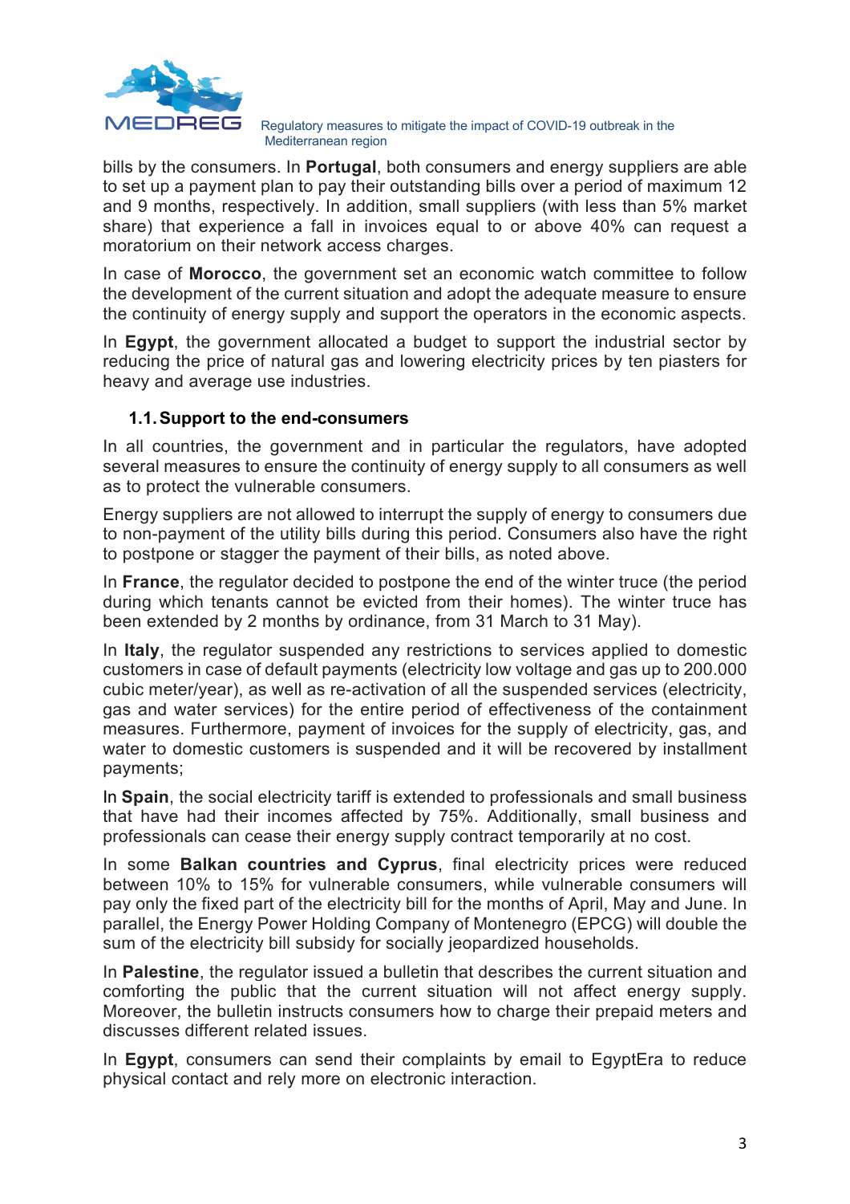bills by the consumers. In **Portugal**, both consumers and energy suppliers are able to set up a payment plan to pay their outstanding bills over a period of maximum 12 and 9 months, respectively. In addition, small suppliers (with less than 5% market share) that experience a fall in invoices equal to or above 40% can request a moratorium on their network access charges.

In case of **Morocco**, the government set an economic watch committee to follow the development of the current situation and adopt the adequate measure to ensure the continuity of energy supply and support the operators in the economic aspects.

In **Egypt**, the government allocated a budget to support the industrial sector by reducing the price of natural gas and lowering electricity prices by ten piasters for heavy and average use industries.

### 1.1. Support to the end-consumers

In all countries, the government and in particular the regulators, have adopted several measures to ensure the continuity of energy supply to all consumers as well as to protect the vulnerable consumers.

Energy suppliers are not allowed to interrupt the supply of energy to consumers due to non-payment of the utility bills during this period. Consumers also have the right to postpone or stagger the payment of their bills, as noted above.

In **France**, the regulator decided to postpone the end of the winter truce (the period during which tenants cannot be evicted from their homes). The winter truce has been extended by 2 months by ordinance, from 31 March to 31 May).

In **Italy**, the regulator suspended any restrictions to services applied to domestic customers in case of default payments (electricity low voltage and gas up to 200.000 cubic meter/year), as well as re-activation of all the suspended services (electricity, gas and water services) for the entire period of effectiveness of the containment measures. Furthermore, payment of invoices for the supply of electricity, gas, and water to domestic customers is suspended and it will be recovered by installment payments;

In **Spain**, the social electricity tariff is extended to professionals and small business that have had their incomes affected by 75%. Additionally, small business and professionals can cease their energy supply contract temporarily at no cost.

In some **Balkan countries and Cyprus**, final electricity prices were reduced between 10% to 15% for vulnerable consumers, while vulnerable consumers will pay only the fixed part of the electricity bill for the months of April, May and June. In parallel, the Energy Power Holding Company of Montenegro (EPCG) will double the sum of the electricity bill subsidy for socially jeopardized households.

In **Palestine**, the regulator issued a bulletin that describes the current situation and comforting the public that the current situation will not affect energy supply. Moreover, the bulletin instructs consumers how to charge their prepaid meters and discusses different related issues.

In **Egypt**, consumers can send their complaints by email to EgyptEra to reduce physical contact and rely more on electronic interaction.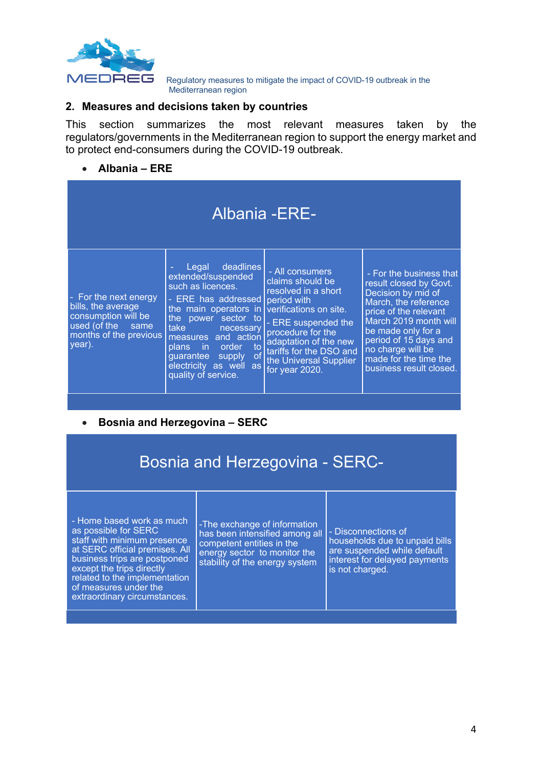## 2. Measures and decisions taken by countries

This section summarizes the most relevant measures taken by the regulators/governments in the Mediterranean region to support the energy market and to protect end-consumers during the COVID-19 outbreak.

- **Albania – ERE**

| Albania -ERE- | | | |
|---|---|---|---|
| - For the next energy bills, the average consumption will be used (of the same months of the previous year). | - Legal deadlines extended/suspended such as licences.<br>- ERE has addressed the main operators in the power sector to take necessary measures and action plans in order to guarantee supply of electricity as well as quality of service. | - All consumers claims should be resolved in a short period with verifications on site.<br>- ERE suspended the procedure for the adaptation of the new tariffs for the DSO and the Universal Supplier for year 2020. | - For the business that result closed by Govt. Decision by mid of March, the reference price of the relevant March 2019 month will be made only for a period of 15 days and no charge will be made for the time the business result closed. |

- **Bosnia and Herzegovina – SERC**

| Bosnia and Herzegovina - SERC- | | |
|---|---|---|
| - Home based work as much as possible for SERC staff with minimum presence at SERC official premises. All business trips are postponed except the trips directly related to the implementation of measures under the extraordinary circumstances. | -The exchange of information has been intensified among all competent entities in the energy sector to monitor the stability of the energy system | - Disconnections of households due to unpaid bills are suspended while default interest for delayed payments is not charged. |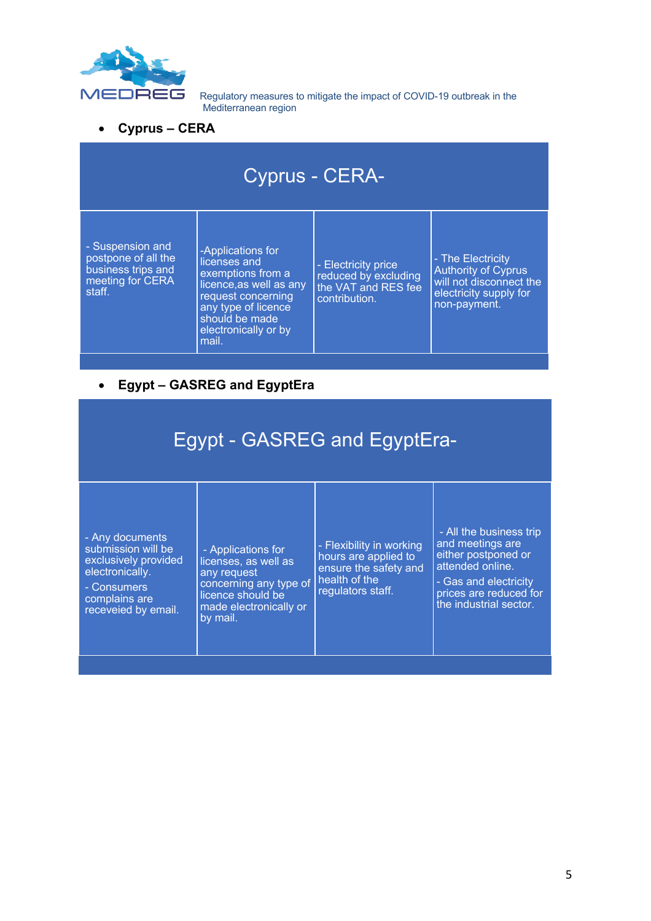- **Cyprus – CERA**

| Cyprus - CERA- | | | |
|---|---|---|---|
| - Suspension and postpone of all the business trips and meeting for CERA staff. | -Applications for licenses and exemptions from a licence,as well as any request concerning any type of licence should be made electronically or by mail. | - Electricity price reduced by excluding the VAT and RES fee contribution. | - The Electricity Authority of Cyprus will not disconnect the electricity supply for non-payment. |

- **Egypt – GASREG and EgyptEra**

| Egypt - GASREG and EgyptEra- | | | |
|---|---|---|---|
| - Any documents submission will be exclusively provided electronically.<br>- Consumers complains are receveied by email. | - Applications for licenses, as well as any request concerning any type of licence should be made electronically or by mail. | - Flexibility in working hours are applied to ensure the safety and health of the regulators staff. | - All the business trip and meetings are either postponed or attended online.<br>- Gas and electricity prices are reduced for the industrial sector. |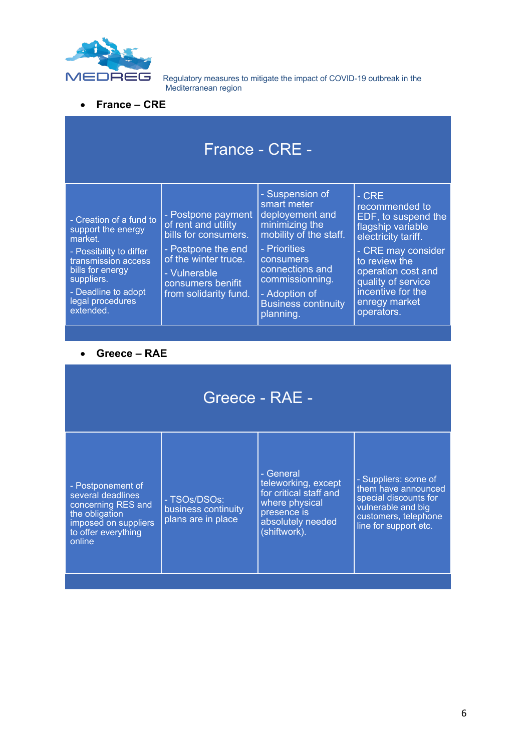- **France – CRE**

| France - CRE - | | | |
|---|---|---|---|
| - Creation of a fund to support the energy market.<br>- Possibility to differ transmission access bills for energy suppliers.<br>- Deadline to adopt legal procedures extended. | - Postpone payment of rent and utility bills for consumers.<br>- Postpone the end of the winter truce.<br>- Vulnerable consumers benifit from solidarity fund. | - Suspension of smart meter deployement and minimizing the mobility of the staff.<br>- Priorities consumers connections and commissionning.<br>- Adoption of Business continuity planning. | - CRE recommended to EDF, to suspend the flagship variable electricity tariff.<br>- CRE may consider to review the operation cost and quality of service incentive for the enregy market operators. |

- **Greece – RAE**

| Greece - RAE - | | | |
|---|---|---|---|
| - Postponement of several deadlines concerning RES and the obligation imposed on suppliers to offer everything online | - TSOs/DSOs: business continuity plans are in place | - General teleworking, except for critical staff and where physical presence is absolutely needed (shiftwork). | - Suppliers: some of them have announced special discounts for vulnerable and big customers, telephone line for support etc. |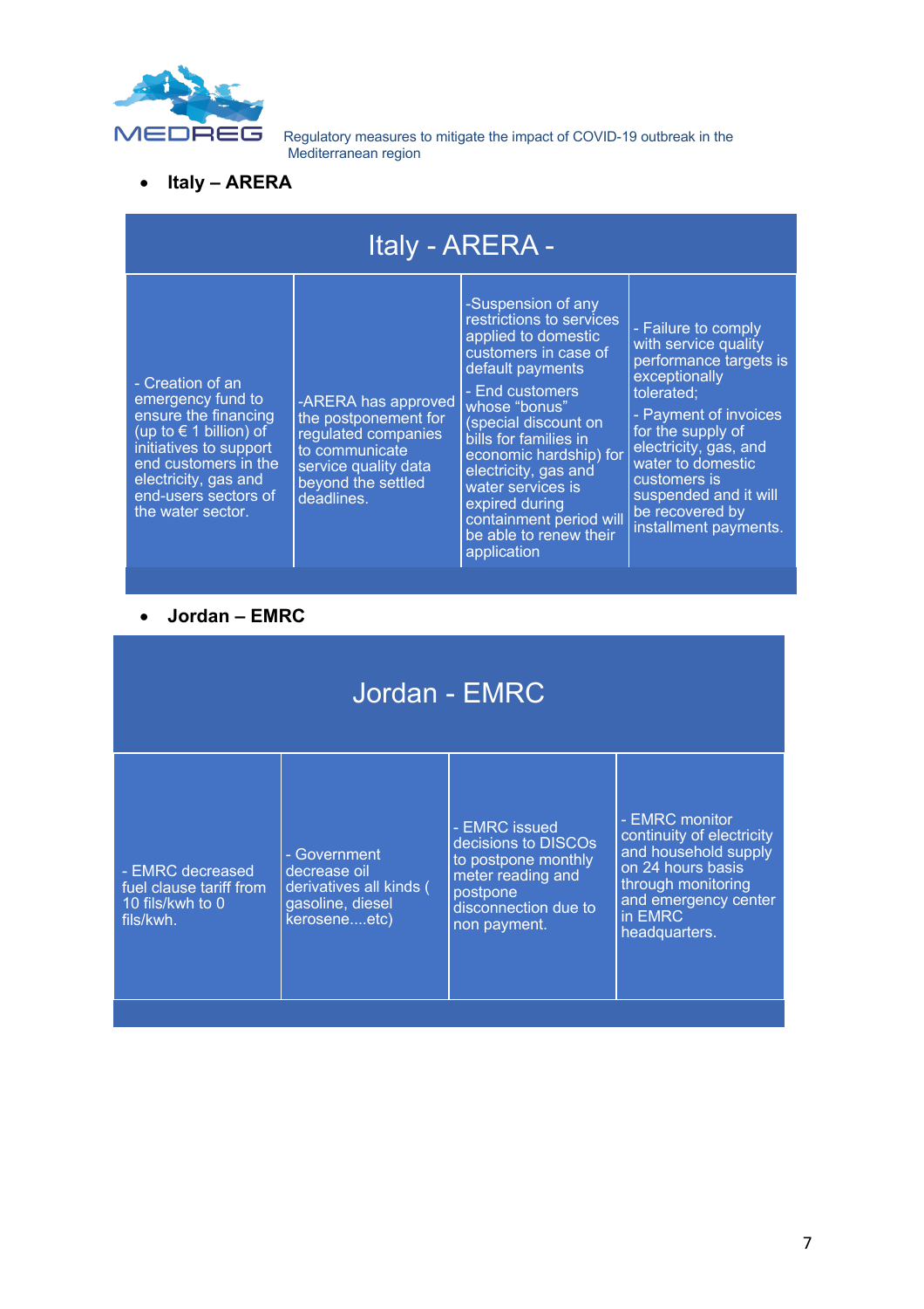- **Italy – ARERA**

| Italy - ARERA - | | | |
|---|---|---|---|
| - Creation of an emergency fund to ensure the financing (up to € 1 billion) of initiatives to support end customers in the electricity, gas and end-users sectors of the water sector. | -ARERA has approved the postponement for regulated companies to communicate service quality data beyond the settled deadlines. | -Suspension of any restrictions to services applied to domestic customers in case of default payments<br>- End customers whose "bonus" (special discount on bills for families in economic hardship) for electricity, gas and water services is expired during containment period will be able to renew their application | - Failure to comply with service quality performance targets is exceptionally tolerated;<br>- Payment of invoices for the supply of electricity, gas, and water to domestic customers is suspended and it will be recovered by installment payments. |

- **Jordan – EMRC**

| Jordan - EMRC | | | |
|---|---|---|---|
| - EMRC decreased fuel clause tariff from 10 fils/kwh to 0 fils/kwh. | - Government decrease oil derivatives all kinds ( gasoline, diesel kerosene....etc) | - EMRC issued decisions to DISCOs to postpone monthly meter reading and postpone disconnection due to non payment. | - EMRC monitor continuity of electricity and household supply on 24 hours basis through monitoring and emergency center in EMRC headquarters. |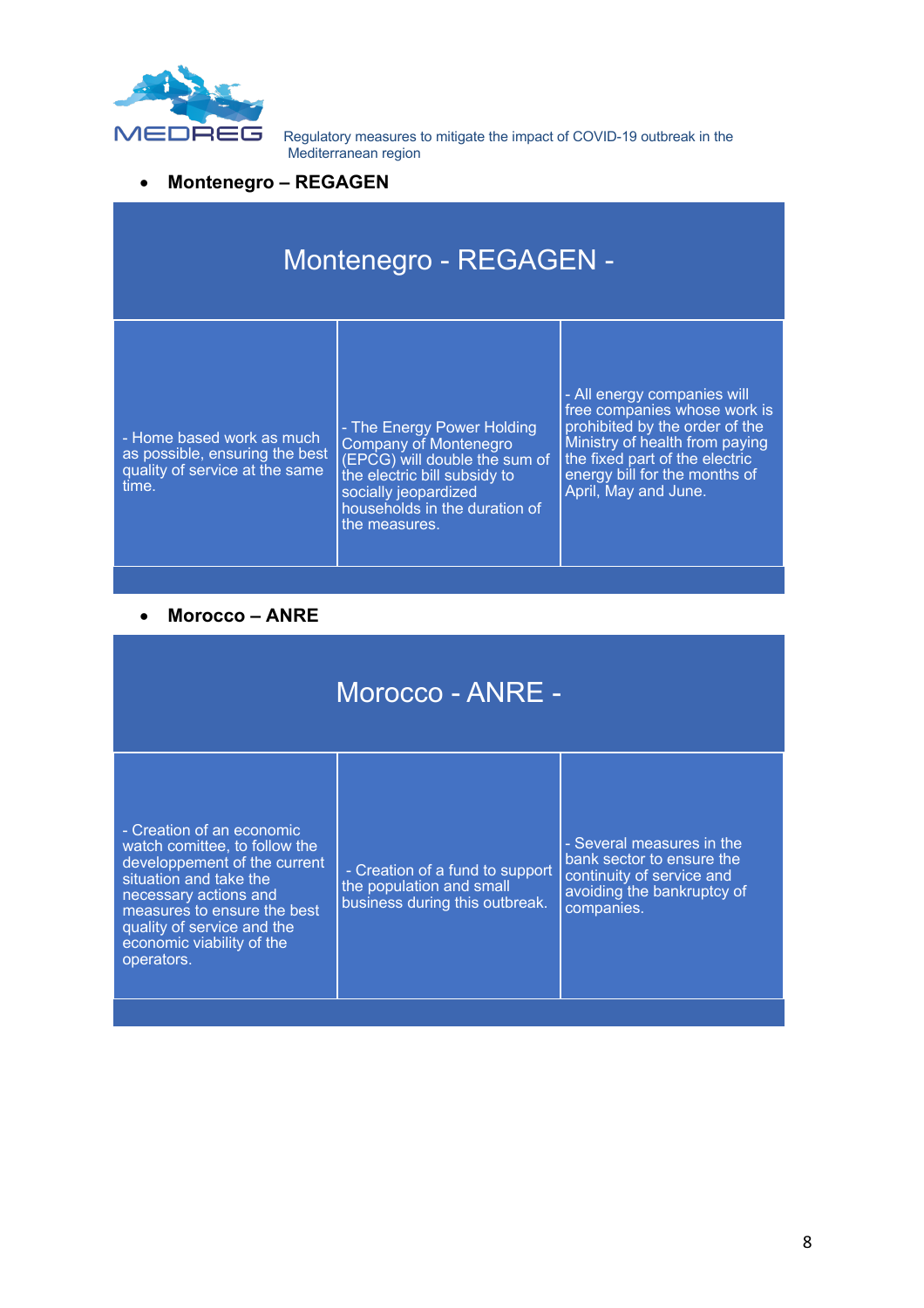- **Montenegro – REGAGEN**

| Montenegro - REGAGEN - | | |
|---|---|---|
| - Home based work as much as possible, ensuring the best quality of service at the same time. | - The Energy Power Holding Company of Montenegro (EPCG) will double the sum of the electric bill subsidy to socially jeopardized households in the duration of the measures. | - All energy companies will free companies whose work is prohibited by the order of the Ministry of health from paying the fixed part of the electric energy bill for the months of April, May and June. |

- **Morocco – ANRE**

| Morocco - ANRE - | | |
|---|---|---|
| - Creation of an economic watch comittee, to follow the developpement of the current situation and take the necessary actions and measures to ensure the best quality of service and the economic viability of the operators. | - Creation of a fund to support the population and small business during this outbreak. | - Several measures in the bank sector to ensure the continuity of service and avoiding the bankruptcy of companies. |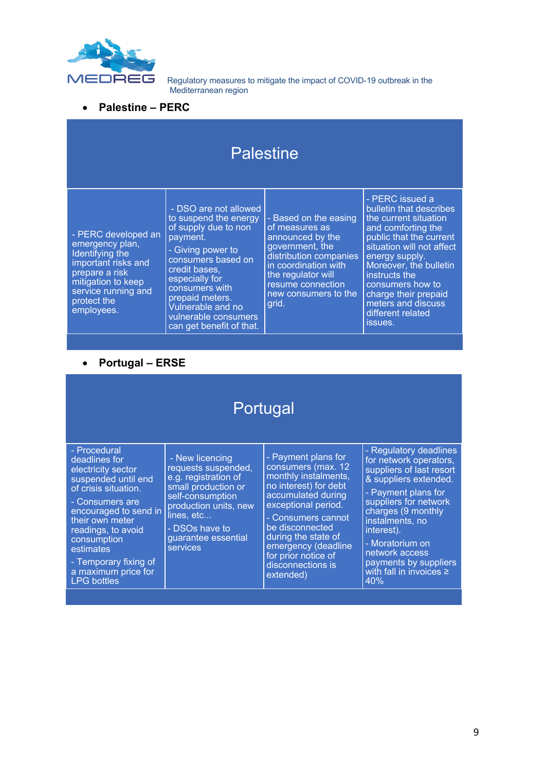- **Palestine – PERC**

| Palestine | | | |
|---|---|---|---|
| - PERC developed an emergency plan, Identifying the important risks and prepare a risk mitigation to keep service running and protect the employees. | - DSO are not allowed to suspend the energy of supply due to non payment.<br>- Giving power to consumers based on credit bases, especially for consumers with prepaid meters. Vulnerable and no vulnerable consumers can get benefit of that. | - Based on the easing of measures as announced by the government, the distribution companies in coordination with the regulator will resume connection new consumers to the grid. | - PERC issued a bulletin that describes the current situation and comforting the public that the current situation will not affect energy supply. Moreover, the bulletin instructs the consumers how to charge their prepaid meters and discuss different related issues. |

- **Portugal – ERSE**

| Portugal | | | |
|---|---|---|---|
| - Procedural deadlines for electricity sector suspended until end of crisis situation.<br>- Consumers are encouraged to send in their own meter readings, to avoid consumption estimates<br>- Temporary fixing of a maximum price for LPG bottles | - New licencing requests suspended, e.g. registration of small production or self-consumption production units, new lines, etc...<br>- DSOs have to guarantee essential services | - Payment plans for consumers (max. 12 monthly instalments, no interest) for debt accumulated during exceptional period.<br>- Consumers cannot be disconnected during the state of emergency (deadline for prior notice of disconnections is extended) | - Regulatory deadlines for network operators, suppliers of last resort & suppliers extended.<br>- Payment plans for suppliers for network charges (9 monthly instalments, no interest).<br>- Moratorium on network access payments by suppliers with fall in invoices ≥ 40% |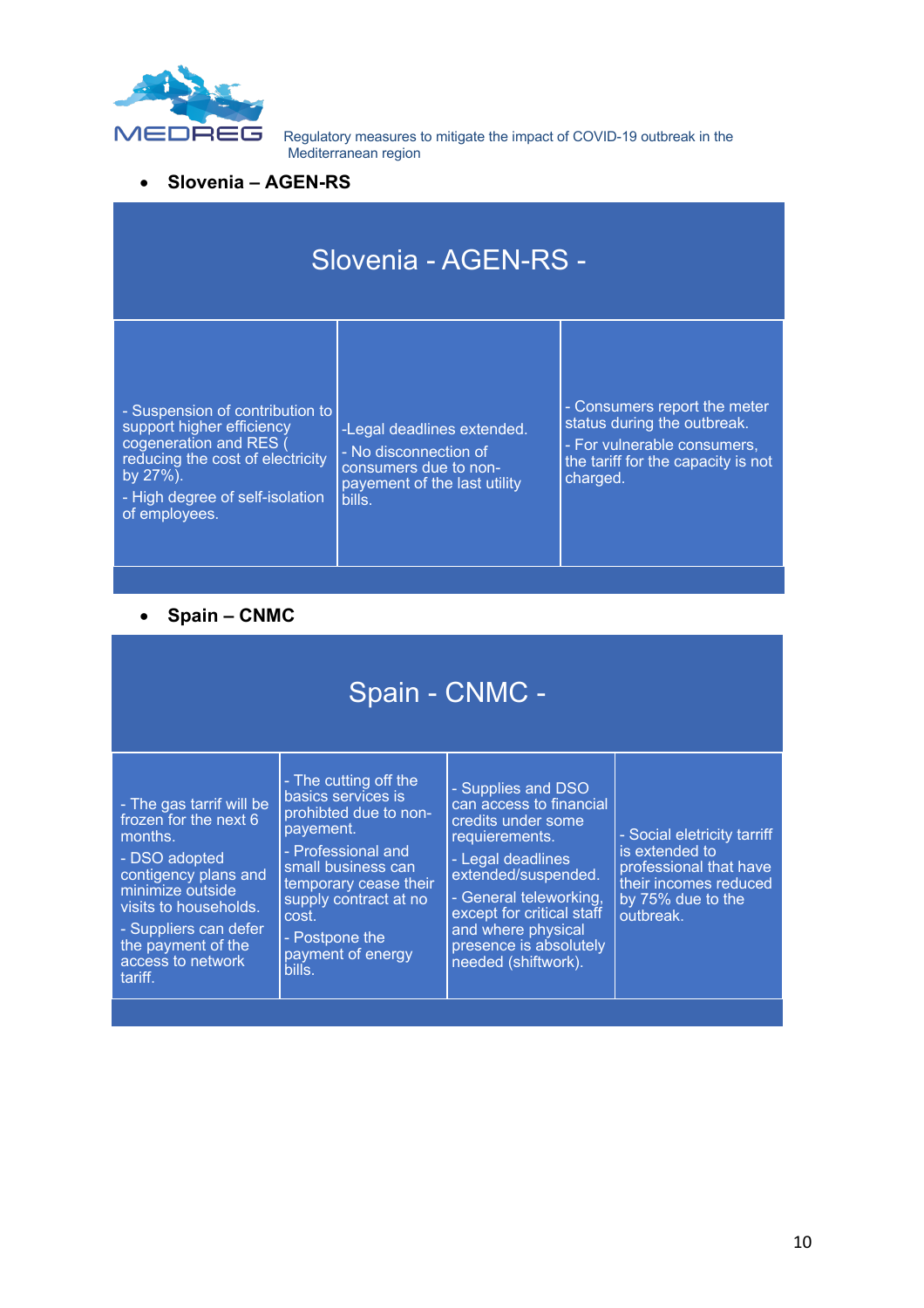- **Slovenia – AGEN-RS**

| Slovenia - AGEN-RS - | | |
|---|---|---|
| - Suspension of contribution to support higher efficiency cogeneration and RES ( reducing the cost of electricity by 27%).<br>- High degree of self-isolation of employees. | -Legal deadlines extended.<br>- No disconnection of consumers due to non-payement of the last utility bills. | - Consumers report the meter status during the outbreak.<br>- For vulnerable consumers, the tariff for the capacity is not charged. |

- **Spain – CNMC**

| Spain - CNMC - | | | |
|---|---|---|---|
| - The gas tarrif will be frozen for the next 6 months.<br>- DSO adopted contigency plans and minimize outside visits to households.<br>- Suppliers can defer the payment of the access to network tariff. | - The cutting off the basics services is prohibited due to non-payement.<br>- Professional and small business can temporary cease their supply contract at no cost.<br>- Postpone the payment of energy bills. | - Supplies and DSO can access to financial credits under some requierements.<br>- Legal deadlines extended/suspended.<br>- General teleworking, except for critical staff and where physical presence is absolutely needed (shiftwork). | - Social eletricity tarriff is extended to professional that have their incomes reduced by 75% due to the outbreak. |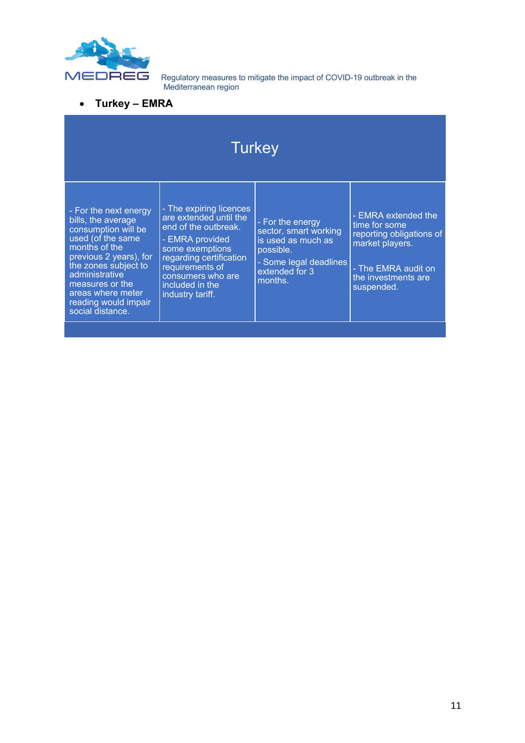- **Turkey – EMRA**

| Turkey | | | |
|---|---|---|---|
| - For the next energy bills, the average consumption will be used (of the same months of the previous 2 years), for the zones subject to administrative measures or the areas where meter reading would impair social distance. | - The expiring licences are extended until the end of the outbreak.<br>- EMRA provided some exemptions regarding certification requirements of consumers who are included in the industry tariff. | - For the energy sector, smart working is used as much as possible.<br>- Some legal deadlines extended for 3 months. | - EMRA extended the time for some reporting obligations of market players.<br><br>- The EMRA audit on the investments are suspended. |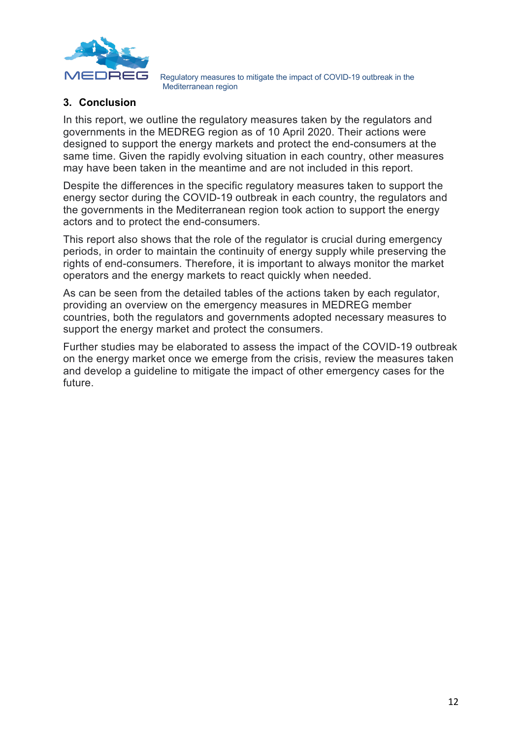## 3. Conclusion

In this report, we outline the regulatory measures taken by the regulators and governments in the MEDREG region as of 10 April 2020. Their actions were designed to support the energy markets and protect the end-consumers at the same time. Given the rapidly evolving situation in each country, other measures may have been taken in the meantime and are not included in this report.

Despite the differences in the specific regulatory measures taken to support the energy sector during the COVID-19 outbreak in each country, the regulators and the governments in the Mediterranean region took action to support the energy actors and to protect the end-consumers.

This report also shows that the role of the regulator is crucial during emergency periods, in order to maintain the continuity of energy supply while preserving the rights of end-consumers. Therefore, it is important to always monitor the market operators and the energy markets to react quickly when needed.

As can be seen from the detailed tables of the actions taken by each regulator, providing an overview on the emergency measures in MEDREG member countries, both the regulators and governments adopted necessary measures to support the energy market and protect the consumers.

Further studies may be elaborated to assess the impact of the COVID-19 outbreak on the energy market once we emerge from the crisis, review the measures taken and develop a guideline to mitigate the impact of other emergency cases for the future.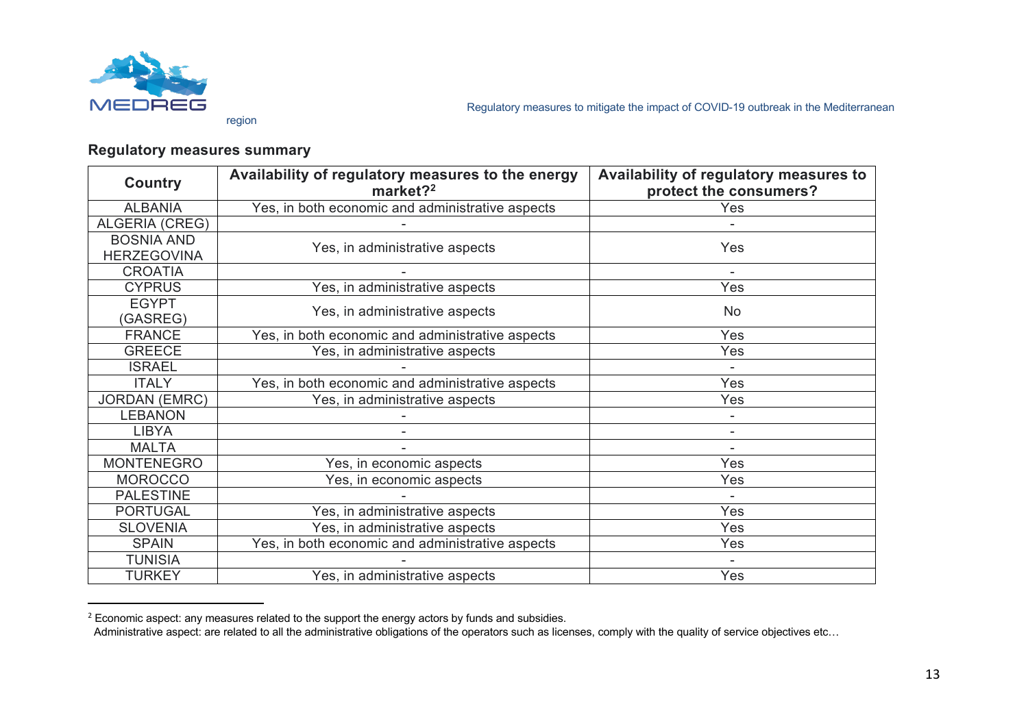## Regulatory measures summary

| Country | Availability of regulatory measures to the energy market?[2] | Availability of regulatory measures to protect the consumers? |
|---|---|---|
| ALBANIA | Yes, in both economic and administrative aspects | Yes |
| ALGERIA (CREG) | - | - |
| BOSNIA AND HERZEGOVINA | Yes, in administrative aspects | Yes |
| CROATIA | - | - |
| CYPRUS | Yes, in administrative aspects | Yes |
| EGYPT (GASREG) | Yes, in administrative aspects | No |
| FRANCE | Yes, in both economic and administrative aspects | Yes |
| GREECE | Yes, in administrative aspects | Yes |
| ISRAEL | - | - |
| ITALY | Yes, in both economic and administrative aspects | Yes |
| JORDAN (EMRC) | Yes, in administrative aspects | Yes |
| LEBANON | - | - |
| LIBYA | - | - |
| MALTA | - | - |
| MONTENEGRO | Yes, in economic aspects | Yes |
| MOROCCO | Yes, in economic aspects | Yes |
| PALESTINE | - | - |
| PORTUGAL | Yes, in administrative aspects | Yes |
| SLOVENIA | Yes, in administrative aspects | Yes |
| SPAIN | Yes, in both economic and administrative aspects | Yes |
| TUNISIA | - | - |
| TURKEY | Yes, in administrative aspects | Yes |

[2] Economic aspect: any measures related to the support the energy actors by funds and subsidies.
Administrative aspect: are related to all the administrative obligations of the operators such as licenses, comply with the quality of service objectives etc…